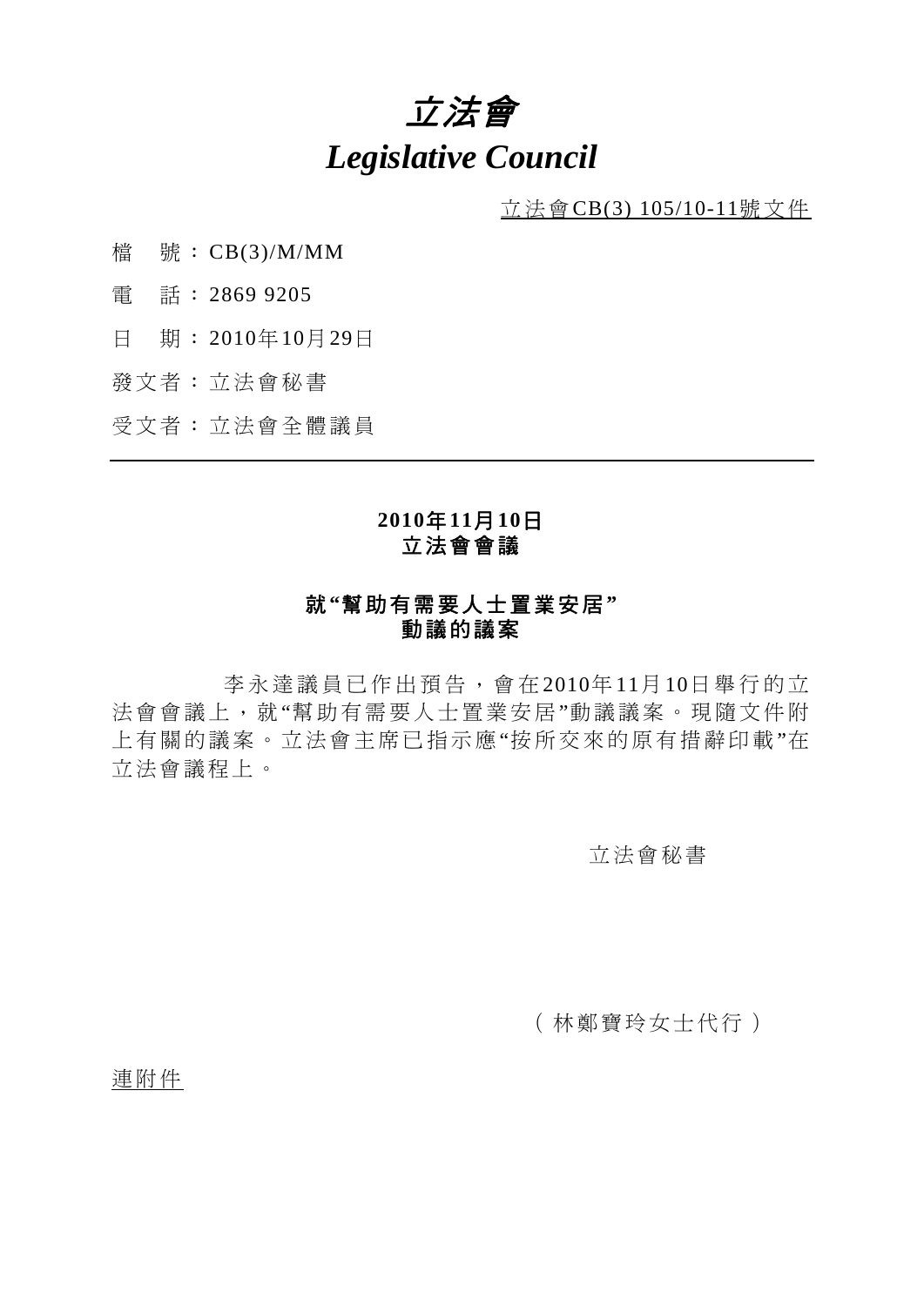# *立法會*

# *Legislative Council*

<u>立法會CB(3) 105/10-11號文件</u>

檔　號：CB(3)/M/MM

電　話：2869 9205

日　期：2010年10月29日

發文者：立法會秘書

受文者：立法會全體議員

---

**2010年11月10日**
**立法會會議**

**就"幫助有需要人士置業安居"**
**動議的議案**

李永達議員已作出預告，會在2010年11月10日舉行的立法會會議上，就"幫助有需要人士置業安居"動議議案。現隨文件附上有關的議案。立法會主席已指示應"按所交來的原有措辭印載"在立法會議程上。

立法會秘書

（林鄭寶玲女士代行）

<u>連附件</u>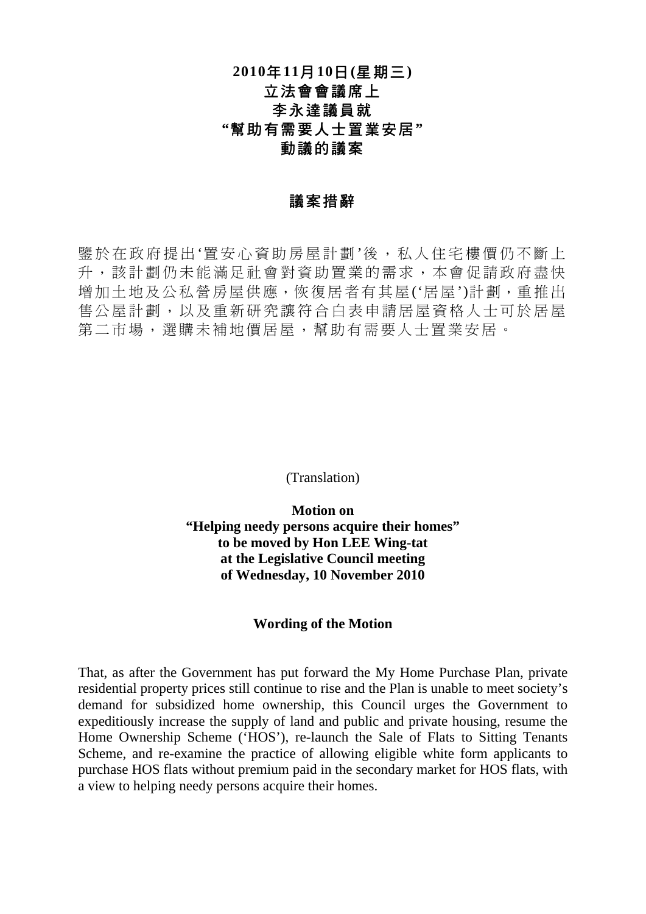**2010年11月10日(星期三)**
**立法會會議席上**
**李永達議員就**
**"幫助有需要人士置業安居"**
**動議的議案**

**議案措辭**

鑒於在政府提出'置安心資助房屋計劃'後，私人住宅樓價仍不斷上升，該計劃仍未能滿足社會對資助置業的需求，本會促請政府盡快增加土地及公私營房屋供應，恢復居者有其屋('居屋')計劃，重推出售公屋計劃，以及重新研究讓符合白表申請居屋資格人士可於居屋第二市場，選購未補地價居屋，幫助有需要人士置業安居。

(Translation)

**Motion on**
**"Helping needy persons acquire their homes"**
**to be moved by Hon LEE Wing-tat**
**at the Legislative Council meeting**
**of Wednesday, 10 November 2010**

**Wording of the Motion**

That, as after the Government has put forward the My Home Purchase Plan, private residential property prices still continue to rise and the Plan is unable to meet society's demand for subsidized home ownership, this Council urges the Government to expeditiously increase the supply of land and public and private housing, resume the Home Ownership Scheme ('HOS'), re-launch the Sale of Flats to Sitting Tenants Scheme, and re-examine the practice of allowing eligible white form applicants to purchase HOS flats without premium paid in the secondary market for HOS flats, with a view to helping needy persons acquire their homes.